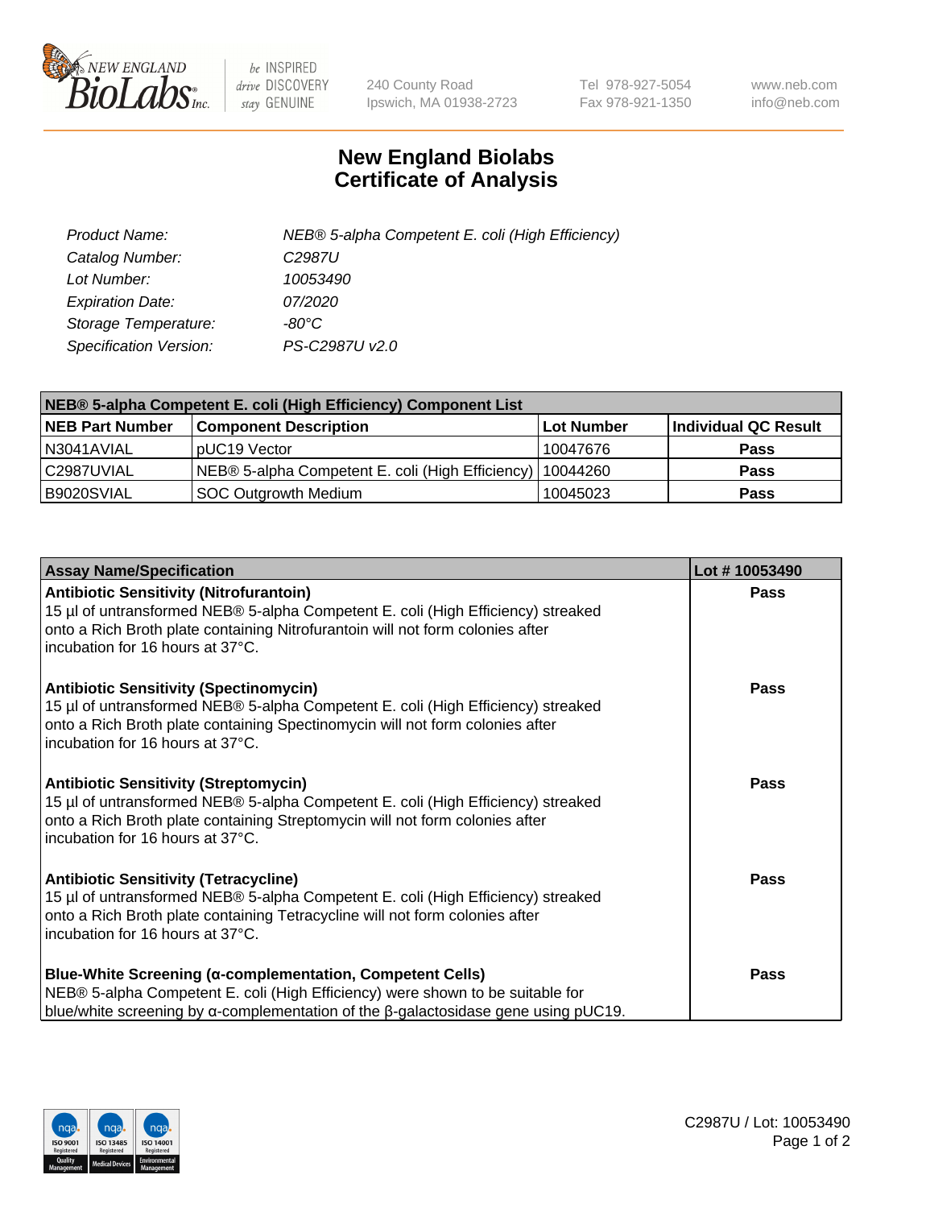New England BioLabs Inc. — be INSPIRED drive DISCOVERY stay GENUINE

240 County Road
Ipswich, MA 01938-2723

Tel 978-927-5054
Fax 978-921-1350

www.neb.com
info@neb.com

# New England Biolabs
# Certificate of Analysis

| | |
|---|---|
| *Product Name:* | *NEB® 5-alpha Competent E. coli (High Efficiency)* |
| *Catalog Number:* | *C2987U* |
| *Lot Number:* | *10053490* |
| *Expiration Date:* | *07/2020* |
| *Storage Temperature:* | *-80°C* |
| *Specification Version:* | *PS-C2987U v2.0* |

| NEB® 5-alpha Competent E. coli (High Efficiency) Component List | | | |
|---|---|---|---|
| **NEB Part Number** | **Component Description** | **Lot Number** | **Individual QC Result** |
| N3041AVIAL | pUC19 Vector | 10047676 | **Pass** |
| C2987UVIAL | NEB® 5-alpha Competent E. coli (High Efficiency) | 10044260 | **Pass** |
| B9020SVIAL | SOC Outgrowth Medium | 10045023 | **Pass** |

| Assay Name/Specification | Lot # 10053490 |
|---|---|
| **Antibiotic Sensitivity (Nitrofurantoin)**<br>15 µl of untransformed NEB® 5-alpha Competent E. coli (High Efficiency) streaked onto a Rich Broth plate containing Nitrofurantoin will not form colonies after incubation for 16 hours at 37°C. | **Pass** |
| **Antibiotic Sensitivity (Spectinomycin)**<br>15 µl of untransformed NEB® 5-alpha Competent E. coli (High Efficiency) streaked onto a Rich Broth plate containing Spectinomycin will not form colonies after incubation for 16 hours at 37°C. | **Pass** |
| **Antibiotic Sensitivity (Streptomycin)**<br>15 µl of untransformed NEB® 5-alpha Competent E. coli (High Efficiency) streaked onto a Rich Broth plate containing Streptomycin will not form colonies after incubation for 16 hours at 37°C. | **Pass** |
| **Antibiotic Sensitivity (Tetracycline)**<br>15 µl of untransformed NEB® 5-alpha Competent E. coli (High Efficiency) streaked onto a Rich Broth plate containing Tetracycline will not form colonies after incubation for 16 hours at 37°C. | **Pass** |
| **Blue-White Screening (α-complementation, Competent Cells)**<br>NEB® 5-alpha Competent E. coli (High Efficiency) were shown to be suitable for blue/white screening by α-complementation of the β-galactosidase gene using pUC19. | **Pass** |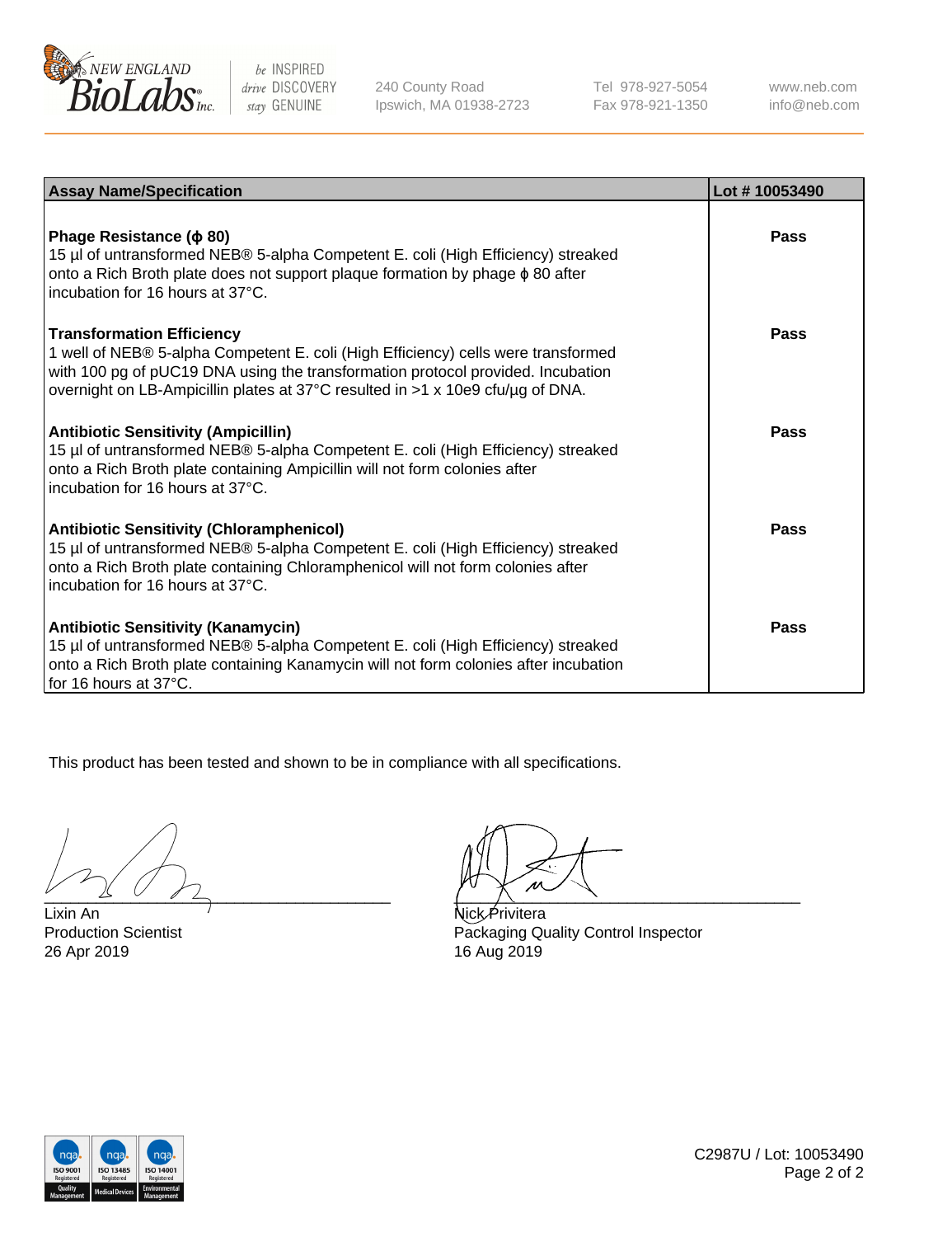| Assay Name/Specification | Lot # 10053490 |
| --- | --- |
| **Phage Resistance (ϕ 80)**<br>15 µl of untransformed NEB® 5-alpha Competent E. coli (High Efficiency) streaked onto a Rich Broth plate does not support plaque formation by phage ϕ 80 after incubation for 16 hours at 37°C. | **Pass** |
| **Transformation Efficiency**<br>1 well of NEB® 5-alpha Competent E. coli (High Efficiency) cells were transformed with 100 pg of pUC19 DNA using the transformation protocol provided. Incubation overnight on LB-Ampicillin plates at 37°C resulted in >1 x 10e9 cfu/µg of DNA. | **Pass** |
| **Antibiotic Sensitivity (Ampicillin)**<br>15 µl of untransformed NEB® 5-alpha Competent E. coli (High Efficiency) streaked onto a Rich Broth plate containing Ampicillin will not form colonies after incubation for 16 hours at 37°C. | **Pass** |
| **Antibiotic Sensitivity (Chloramphenicol)**<br>15 µl of untransformed NEB® 5-alpha Competent E. coli (High Efficiency) streaked onto a Rich Broth plate containing Chloramphenicol will not form colonies after incubation for 16 hours at 37°C. | **Pass** |
| **Antibiotic Sensitivity (Kanamycin)**<br>15 µl of untransformed NEB® 5-alpha Competent E. coli (High Efficiency) streaked onto a Rich Broth plate containing Kanamycin will not form colonies after incubation for 16 hours at 37°C. | **Pass** |

This product has been tested and shown to be in compliance with all specifications.

Lixin An
Production Scientist
26 Apr 2019

Nick Privitera
Packaging Quality Control Inspector
16 Aug 2019

C2987U / Lot: 10053490